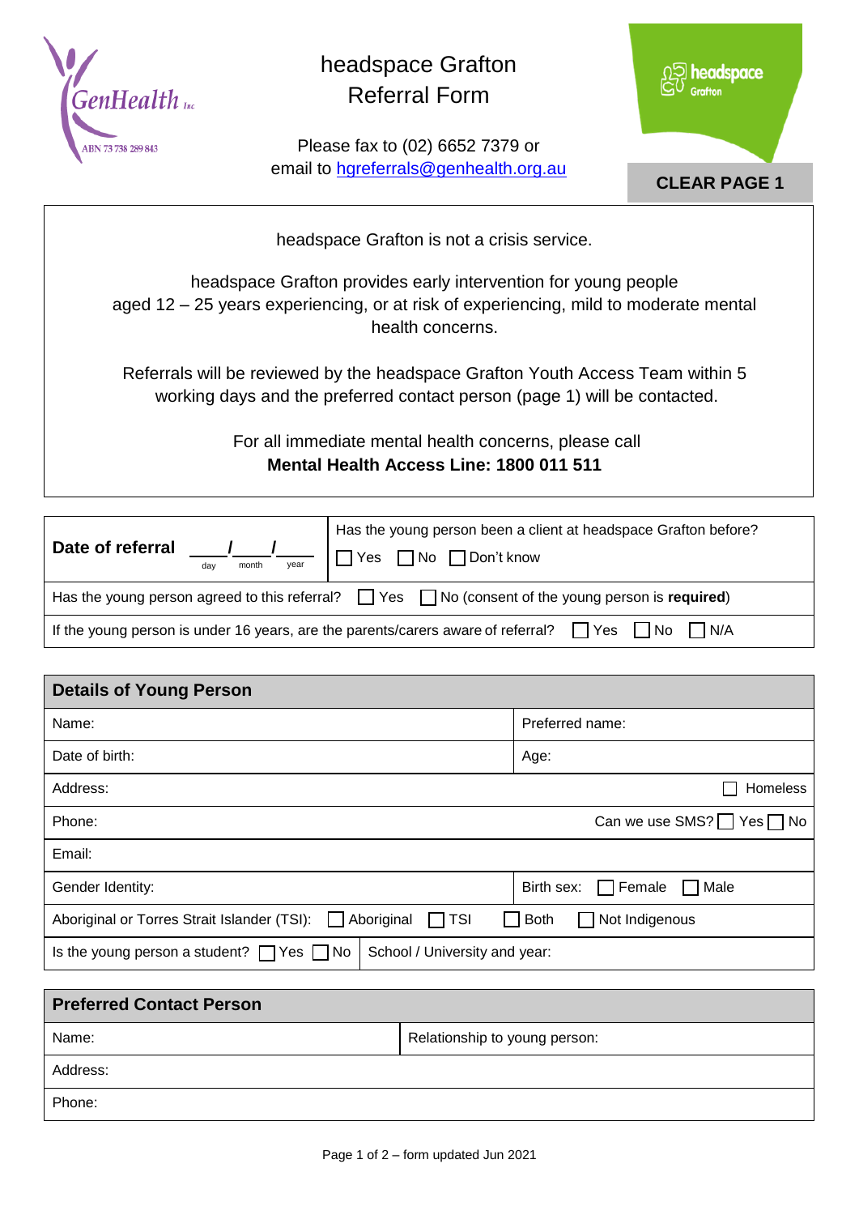# headspace Grafton Referral Form

Please fax to (02) 6652 7379 or email to hgreferrals@genhealth.org.au

**CLEAR PAGE 1**

headspace Grafton is not a crisis service.

headspace Grafton provides early intervention for young people aged 12 – 25 years experiencing, or at risk of experiencing, mild to moderate mental health concerns.

Referrals will be reviewed by the headspace Grafton Youth Access Team within 5 working days and the preferred contact person (page 1) will be contacted.

For all immediate mental health concerns, please call
**Mental Health Access Line: 1800 011 511**

| **Date of referral** ___/___/___ (day / month / year) | Has the young person been a client at headspace Grafton before? ☐ Yes ☐ No ☐ Don't know |
|---|---|
| Has the young person agreed to this referral? ☐ Yes ☐ No (consent of the young person is **required**) | |
| If the young person is under 16 years, are the parents/carers aware of referral? ☐ Yes ☐ No ☐ N/A | |

| **Details of Young Person** | |
|---|---|
| Name: | Preferred name: |
| Date of birth: | Age: |
| Address: | ☐ Homeless |
| Phone: | Can we use SMS? ☐ Yes ☐ No |
| Email: | |
| Gender Identity: | Birth sex: ☐ Female ☐ Male |
| Aboriginal or Torres Strait Islander (TSI): ☐ Aboriginal ☐ TSI ☐ Both ☐ Not Indigenous | |
| Is the young person a student? ☐ Yes ☐ No | School / University and year: |

| **Preferred Contact Person** | |
|---|---|
| Name: | Relationship to young person: |
| Address: | |
| Phone: | |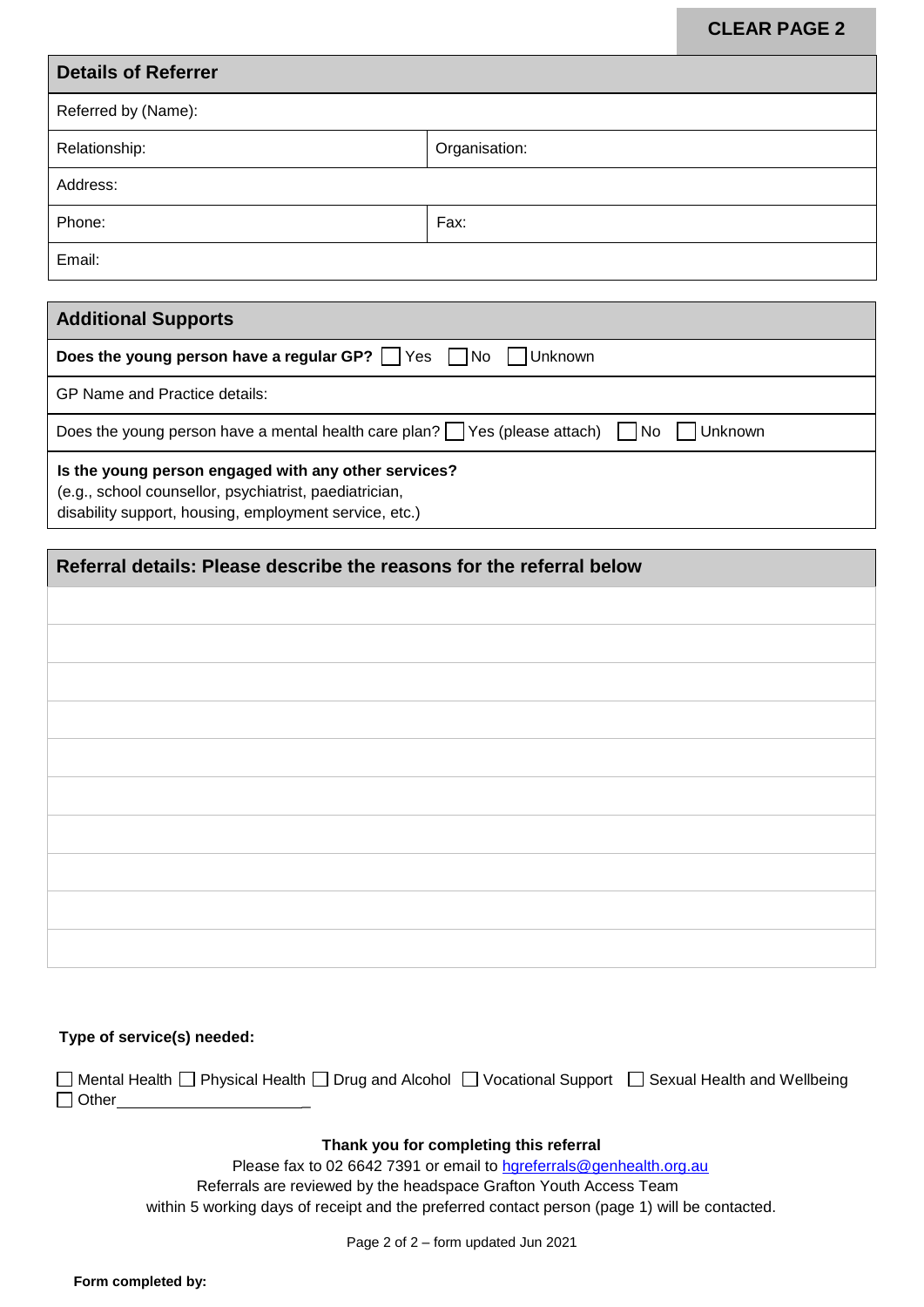CLEAR PAGE 2

| Details of Referrer | |
|---|---|
| Referred by (Name): | |
| Relationship: | Organisation: |
| Address: | |
| Phone: | Fax: |
| Email: | |

| Additional Supports |
|---|
| **Does the young person have a regular GP?** ☐ Yes ☐ No ☐ Unknown |
| GP Name and Practice details: |
| Does the young person have a mental health care plan? ☐ Yes (please attach) ☐ No ☐ Unknown |
| **Is the young person engaged with any other services?** (e.g., school counsellor, psychiatrist, paediatrician, disability support, housing, employment service, etc.) |

| Referral details: Please describe the reasons for the referral below |
|---|
| |
| |
| |
| |
| |
| |
| |
| |
| |
| |

**Type of service(s) needed:**

☐ Mental Health ☐ Physical Health ☐ Drug and Alcohol ☐ Vocational Support ☐ Sexual Health and Wellbeing
☐ Other______________________

**Thank you for completing this referral**

Please fax to 02 6642 7391 or email to hgreferrals@genhealth.org.au
Referrals are reviewed by the headspace Grafton Youth Access Team
within 5 working days of receipt and the preferred contact person (page 1) will be contacted.

form updated Jun 2021

**Form completed by:**